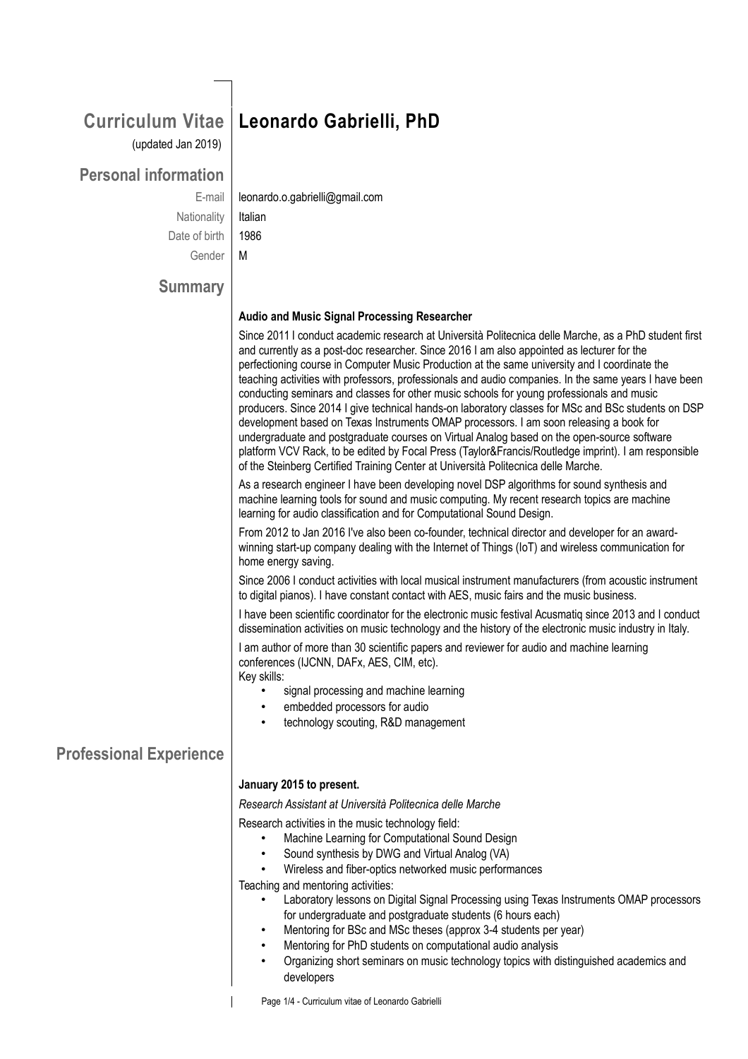# Curriculum Vitae — Leonardo Gabrielli, PhD

(updated Jan 2019)

## Personal information

E-mail: leonardo.o.gabrielli@gmail.com

Nationality: Italian

Date of birth: 1986

Gender: M

## Summary

**Audio and Music Signal Processing Researcher**

Since 2011 I conduct academic research at Università Politecnica delle Marche, as a PhD student first and currently as a post-doc researcher. Since 2016 I am also appointed as lecturer for the perfectioning course in Computer Music Production at the same university and I coordinate the teaching activities with professors, professionals and audio companies. In the same years I have been conducting seminars and classes for other music schools for young professionals and music producers. Since 2014 I give technical hands-on laboratory classes for MSc and BSc students on DSP development based on Texas Instruments OMAP processors. I am soon releasing a book for undergraduate and postgraduate courses on Virtual Analog based on the open-source software platform VCV Rack, to be edited by Focal Press (Taylor&Francis/Routledge imprint). I am responsible of the Steinberg Certified Training Center at Università Politecnica delle Marche.

As a research engineer I have been developing novel DSP algorithms for sound synthesis and machine learning tools for sound and music computing. My recent research topics are machine learning for audio classification and for Computational Sound Design.

From 2012 to Jan 2016 I've also been co-founder, technical director and developer for an award-winning start-up company dealing with the Internet of Things (IoT) and wireless communication for home energy saving.

Since 2006 I conduct activities with local musical instrument manufacturers (from acoustic instrument to digital pianos). I have constant contact with AES, music fairs and the music business.

I have been scientific coordinator for the electronic music festival Acusmatiq since 2013 and I conduct dissemination activities on music technology and the history of the electronic music industry in Italy.

I am author of more than 30 scientific papers and reviewer for audio and machine learning conferences (IJCNN, DAFx, AES, CIM, etc).

Key skills:

- signal processing and machine learning
- embedded processors for audio
- technology scouting, R&D management

## Professional Experience

**January 2015 to present.**

*Research Assistant at Università Politecnica delle Marche*

Research activities in the music technology field:

- Machine Learning for Computational Sound Design
- Sound synthesis by DWG and Virtual Analog (VA)
- Wireless and fiber-optics networked music performances

Teaching and mentoring activities:

- Laboratory lessons on Digital Signal Processing using Texas Instruments OMAP processors for undergraduate and postgraduate students (6 hours each)
- Mentoring for BSc and MSc theses (approx 3-4 students per year)
- Mentoring for PhD students on computational audio analysis
- Organizing short seminars on music technology topics with distinguished academics and developers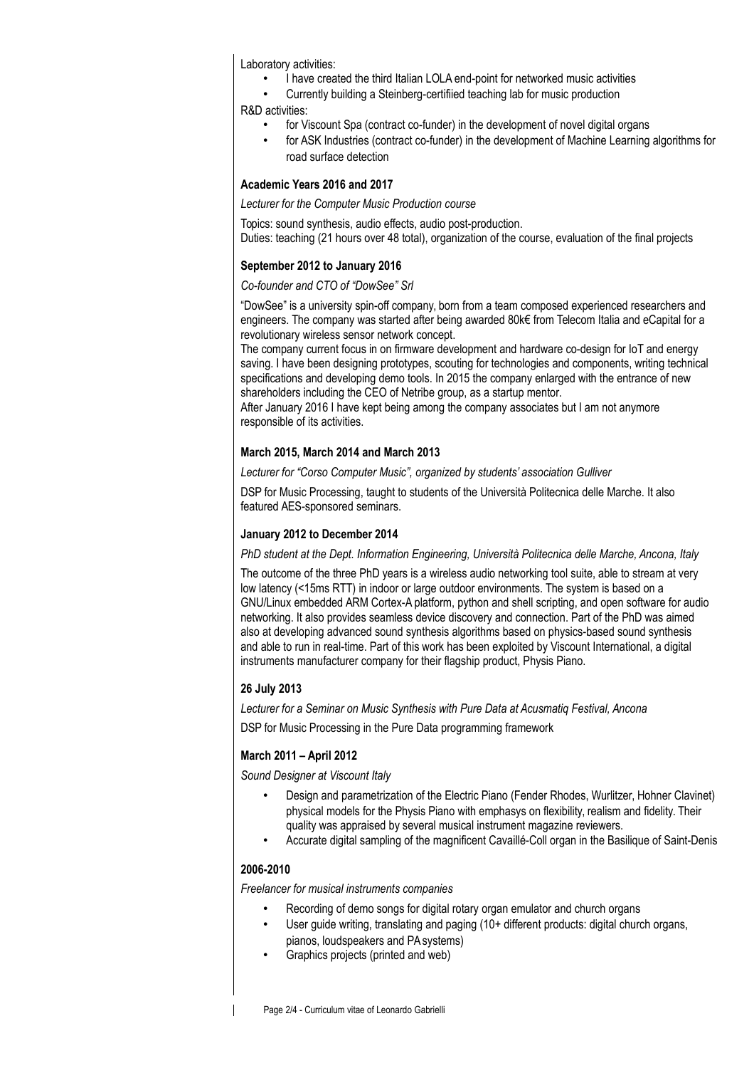Laboratory activities:

- I have created the third Italian LOLA end-point for networked music activities
- Currently building a Steinberg-certifiied teaching lab for music production

R&D activities:

- for Viscount Spa (contract co-funder) in the development of novel digital organs
- for ASK Industries (contract co-funder) in the development of Machine Learning algorithms for road surface detection

**Academic Years 2016 and 2017**

*Lecturer for the Computer Music Production course*

Topics: sound synthesis, audio effects, audio post-production.
Duties: teaching (21 hours over 48 total), organization of the course, evaluation of the final projects

**September 2012 to January 2016**

*Co-founder and CTO of "DowSee" Srl*

"DowSee" is a university spin-off company, born from a team composed experienced researchers and engineers. The company was started after being awarded 80k€ from Telecom Italia and eCapital for a revolutionary wireless sensor network concept.
The company current focus in on firmware development and hardware co-design for IoT and energy saving. I have been designing prototypes, scouting for technologies and components, writing technical specifications and developing demo tools. In 2015 the company enlarged with the entrance of new shareholders including the CEO of Netribe group, as a startup mentor.
After January 2016 I have kept being among the company associates but I am not anymore responsible of its activities.

**March 2015, March 2014 and March 2013**

*Lecturer for "Corso Computer Music", organized by students' association Gulliver*

DSP for Music Processing, taught to students of the Università Politecnica delle Marche. It also featured AES-sponsored seminars.

**January 2012 to December 2014**

*PhD student at the Dept. Information Engineering, Università Politecnica delle Marche, Ancona, Italy*

The outcome of the three PhD years is a wireless audio networking tool suite, able to stream at very low latency (<15ms RTT) in indoor or large outdoor environments. The system is based on a GNU/Linux embedded ARM Cortex-A platform, python and shell scripting, and open software for audio networking. It also provides seamless device discovery and connection. Part of the PhD was aimed also at developing advanced sound synthesis algorithms based on physics-based sound synthesis and able to run in real-time. Part of this work has been exploited by Viscount International, a digital instruments manufacturer company for their flagship product, Physis Piano.

**26 July 2013**

*Lecturer for a Seminar on Music Synthesis with Pure Data at Acusmatiq Festival, Ancona*

DSP for Music Processing in the Pure Data programming framework

**March 2011 – April 2012**

*Sound Designer at Viscount Italy*

- Design and parametrization of the Electric Piano (Fender Rhodes, Wurlitzer, Hohner Clavinet) physical models for the Physis Piano with emphasys on flexibility, realism and fidelity. Their quality was appraised by several musical instrument magazine reviewers.
- Accurate digital sampling of the magnificent Cavaillé-Coll organ in the Basilique of Saint-Denis

**2006-2010**

*Freelancer for musical instruments companies*

- Recording of demo songs for digital rotary organ emulator and church organs
- User guide writing, translating and paging (10+ different products: digital church organs, pianos, loudspeakers and PA systems)
- Graphics projects (printed and web)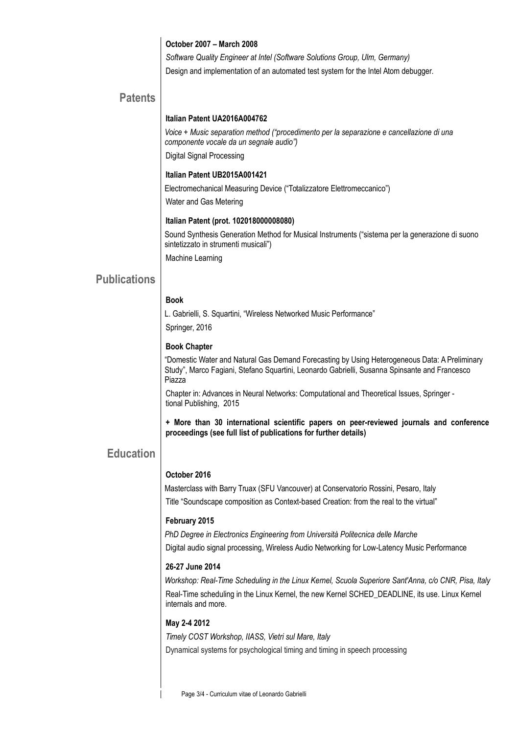**October 2007 – March 2008**

*Software Quality Engineer at Intel (Software Solutions Group, Ulm, Germany)*

Design and implementation of an automated test system for the Intel Atom debugger.

## Patents

**Italian Patent UA2016A004762**

*Voice + Music separation method ("procedimento per la separazione e cancellazione di una componente vocale da un segnale audio")*

Digital Signal Processing

**Italian Patent UB2015A001421**

Electromechanical Measuring Device ("Totalizzatore Elettromeccanico")

Water and Gas Metering

**Italian Patent (prot. 102018000008080)**

Sound Synthesis Generation Method for Musical Instruments ("sistema per la generazione di suono sintetizzato in strumenti musicali")

Machine Learning

## Publications

**Book**

L. Gabrielli, S. Squartini, "Wireless Networked Music Performance"

Springer, 2016

**Book Chapter**

"Domestic Water and Natural Gas Demand Forecasting by Using Heterogeneous Data: A Preliminary Study", Marco Fagiani, Stefano Squartini, Leonardo Gabrielli, Susanna Spinsante and Francesco Piazza

Chapter in: Advances in Neural Networks: Computational and Theoretical Issues, Springer - tional Publishing, 2015

**+ More than 30 international scientific papers on peer-reviewed journals and conference proceedings (see full list of publications for further details)**

## Education

**October 2016**

Masterclass with Barry Truax (SFU Vancouver) at Conservatorio Rossini, Pesaro, Italy

Title "Soundscape composition as Context-based Creation: from the real to the virtual"

**February 2015**

*PhD Degree in Electronics Engineering from Università Politecnica delle Marche*

Digital audio signal processing, Wireless Audio Networking for Low-Latency Music Performance

**26-27 June 2014**

*Workshop: Real-Time Scheduling in the Linux Kernel, Scuola Superiore Sant'Anna, c/o CNR, Pisa, Italy*

Real-Time scheduling in the Linux Kernel, the new Kernel SCHED_DEADLINE, its use. Linux Kernel internals and more.

**May 2-4 2012**

*Timely COST Workshop, IIASS, Vietri sul Mare, Italy*

Dynamical systems for psychological timing and timing in speech processing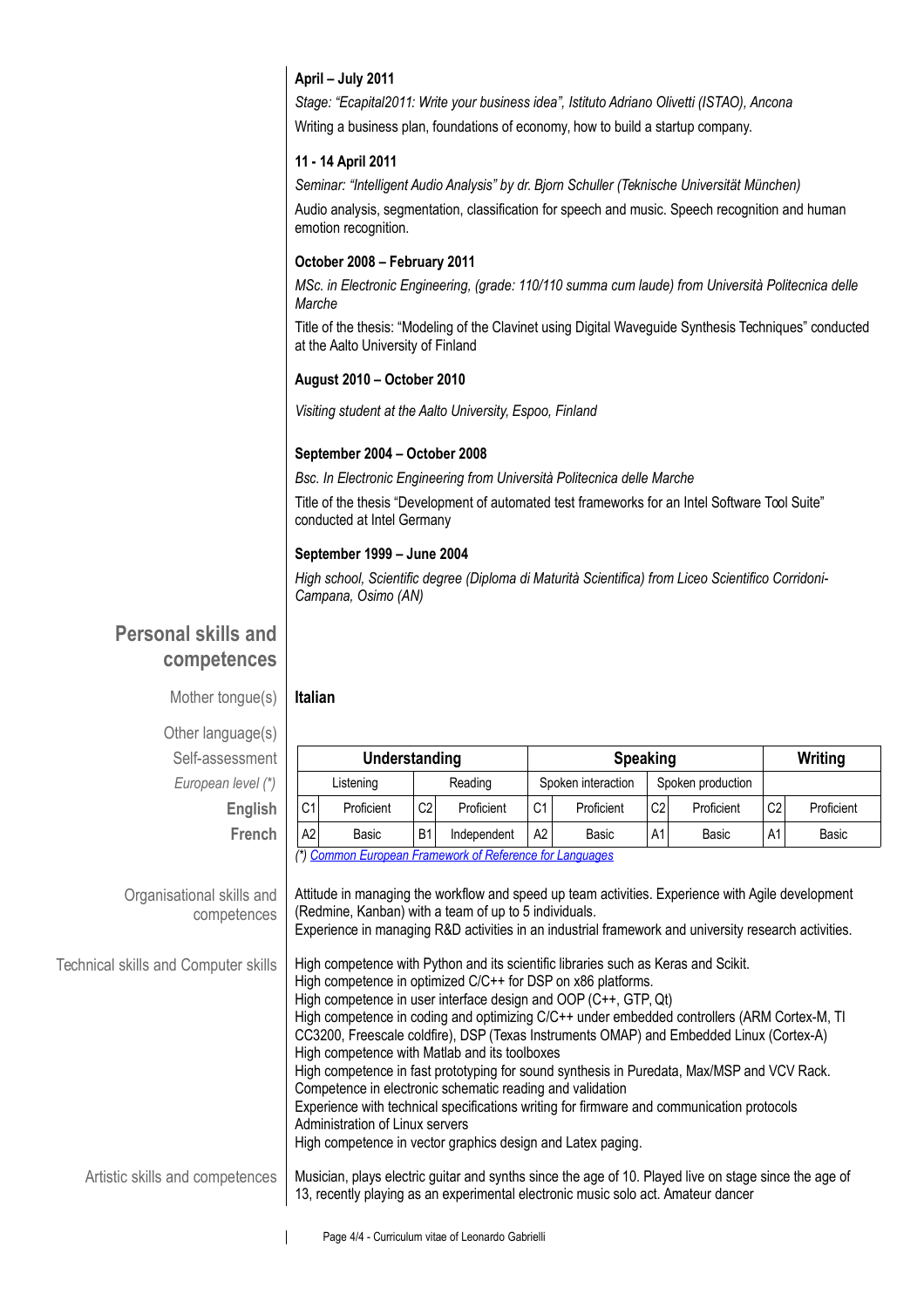**April – July 2011**

*Stage: "Ecapital2011: Write your business idea", Istituto Adriano Olivetti (ISTAO), Ancona*

Writing a business plan, foundations of economy, how to build a startup company.

**11 - 14 April 2011**

*Seminar: "Intelligent Audio Analysis" by dr. Bjorn Schuller (Teknische Universität München)*

Audio analysis, segmentation, classification for speech and music. Speech recognition and human emotion recognition.

**October 2008 – February 2011**

*MSc. in Electronic Engineering, (grade: 110/110 summa cum laude) from Università Politecnica delle Marche*

Title of the thesis: "Modeling of the Clavinet using Digital Waveguide Synthesis Techniques" conducted at the Aalto University of Finland

**August 2010 – October 2010**

*Visiting student at the Aalto University, Espoo, Finland*

**September 2004 – October 2008**

*Bsc. In Electronic Engineering from Università Politecnica delle Marche*

Title of the thesis "Development of automated test frameworks for an Intel Software Tool Suite" conducted at Intel Germany

**September 1999 – June 2004**

*High school, Scientific degree (Diploma di Maturità Scientifica) from Liceo Scientifico Corridoni-Campana, Osimo (AN)*

## Personal skills and competences

Mother tongue(s): **Italian**

Other language(s)

| Self-assessment | Understanding | | | | Speaking | | | | Writing | |
|---|---|---|---|---|---|---|---|---|---|---|
| *European level (\*)* | Listening | | Reading | | Spoken interaction | | Spoken production | | | |
| **English** | C1 | Proficient | C2 | Proficient | C1 | Proficient | C2 | Proficient | C2 | Proficient |
| **French** | A2 | Basic | B1 | Independent | A2 | Basic | A1 | Basic | A1 | Basic |

*(\*) Common European Framework of Reference for Languages*

**Organisational skills and competences**

Attitude in managing the workflow and speed up team activities. Experience with Agile development (Redmine, Kanban) with a team of up to 5 individuals.
Experience in managing R&D activities in an industrial framework and university research activities.

**Technical skills and Computer skills**

High competence with Python and its scientific libraries such as Keras and Scikit.
High competence in optimized C/C++ for DSP on x86 platforms.
High competence in user interface design and OOP (C++, GTP, Qt)
High competence in coding and optimizing C/C++ under embedded controllers (ARM Cortex-M, TI CC3200, Freescale coldfire), DSP (Texas Instruments OMAP) and Embedded Linux (Cortex-A)
High competence with Matlab and its toolboxes
High competence in fast prototyping for sound synthesis in Puredata, Max/MSP and VCV Rack.
Competence in electronic schematic reading and validation
Experience with technical specifications writing for firmware and communication protocols
Administration of Linux servers
High competence in vector graphics design and Latex paging.

**Artistic skills and competences**

Musician, plays electric guitar and synths since the age of 10. Played live on stage since the age of 13, recently playing as an experimental electronic music solo act. Amateur dancer